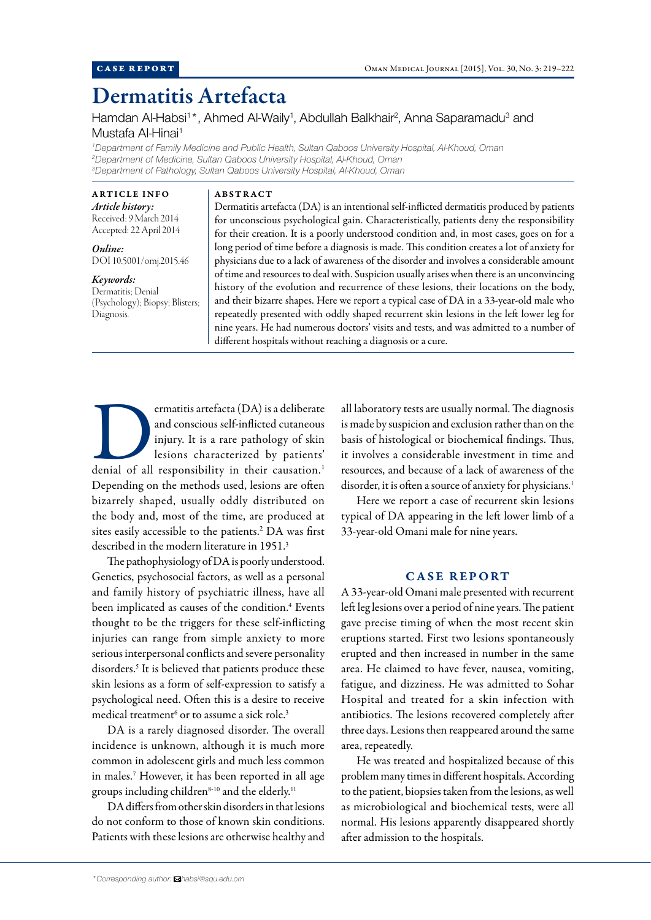CASE REPORT

# Dermatitis Artefacta

Hamdan Al-Habsi[1]*, Ahmed Al-Waily[1], Abdullah Balkhair[2], Anna Saparamadu[3] and Mustafa Al-Hinai[1]

[1]Department of Family Medicine and Public Health, Sultan Qaboos University Hospital, Al-Khoud, Oman
[2]Department of Medicine, Sultan Qaboos University Hospital, Al-Khoud, Oman
[3]Department of Pathology, Sultan Qaboos University Hospital, Al-Khoud, Oman

**ARTICLE INFO**

***Article history:***
Received: 9 March 2014
Accepted: 22 April 2014

***Online:***
DOI 10.5001/omj.2015.46

***Keywords:***
Dermatitis; Denial (Psychology); Biopsy; Blisters; Diagnosis.

**ABSTRACT**

Dermatitis artefacta (DA) is an intentional self-inflicted dermatitis produced by patients for unconscious psychological gain. Characteristically, patients deny the responsibility for their creation. It is a poorly understood condition and, in most cases, goes on for a long period of time before a diagnosis is made. This condition creates a lot of anxiety for physicians due to a lack of awareness of the disorder and involves a considerable amount of time and resources to deal with. Suspicion usually arises when there is an unconvincing history of the evolution and recurrence of these lesions, their locations on the body, and their bizarre shapes. Here we report a typical case of DA in a 33-year-old male who repeatedly presented with oddly shaped recurrent skin lesions in the left lower leg for nine years. He had numerous doctors' visits and tests, and was admitted to a number of different hospitals without reaching a diagnosis or a cure.

Dermatitis artefacta (DA) is a deliberate and conscious self-inflicted cutaneous injury. It is a rare pathology of skin lesions characterized by patients' denial of all responsibility in their causation.[1] Depending on the methods used, lesions are often bizarrely shaped, usually oddly distributed on the body and, most of the time, are produced at sites easily accessible to the patients.[2] DA was first described in the modern literature in 1951.[3]

The pathophysiology of DA is poorly understood. Genetics, psychosocial factors, as well as a personal and family history of psychiatric illness, have all been implicated as causes of the condition.[4] Events thought to be the triggers for these self-inflicting injuries can range from simple anxiety to more serious interpersonal conflicts and severe personality disorders.[5] It is believed that patients produce these skin lesions as a form of self-expression to satisfy a psychological need. Often this is a desire to receive medical treatment[6] or to assume a sick role.[3]

DA is a rarely diagnosed disorder. The overall incidence is unknown, although it is much more common in adolescent girls and much less common in males.[7] However, it has been reported in all age groups including children[8-10] and the elderly.[11]

DA differs from other skin disorders in that lesions do not conform to those of known skin conditions. Patients with these lesions are otherwise healthy and all laboratory tests are usually normal. The diagnosis is made by suspicion and exclusion rather than on the basis of histological or biochemical findings. Thus, it involves a considerable investment in time and resources, and because of a lack of awareness of the disorder, it is often a source of anxiety for physicians.[1]

Here we report a case of recurrent skin lesions typical of DA appearing in the left lower of a 33-year-old Omani male for nine years.

## CASE REPORT

A 33-year-old Omani male presented with recurrent left leg lesions over a period of nine years. The patient gave precise timing of when the most recent skin eruptions started. First two lesions spontaneously erupted and then increased in number in the same area. He claimed to have fever, nausea, vomiting, fatigue, and dizziness. He was admitted to Sohar Hospital and treated for a skin infection with antibiotics. The lesions recovered completely after three days. Lesions then reappeared around the same area, repeatedly.

He was treated and hospitalized because of this problem many times in different hospitals. According to the patient, biopsies taken from the lesions, as well as microbiological and biochemical tests, were all normal. His lesions apparently disappeared shortly after admission to the hospitals.

*Corresponding author: habsi@squ.edu.om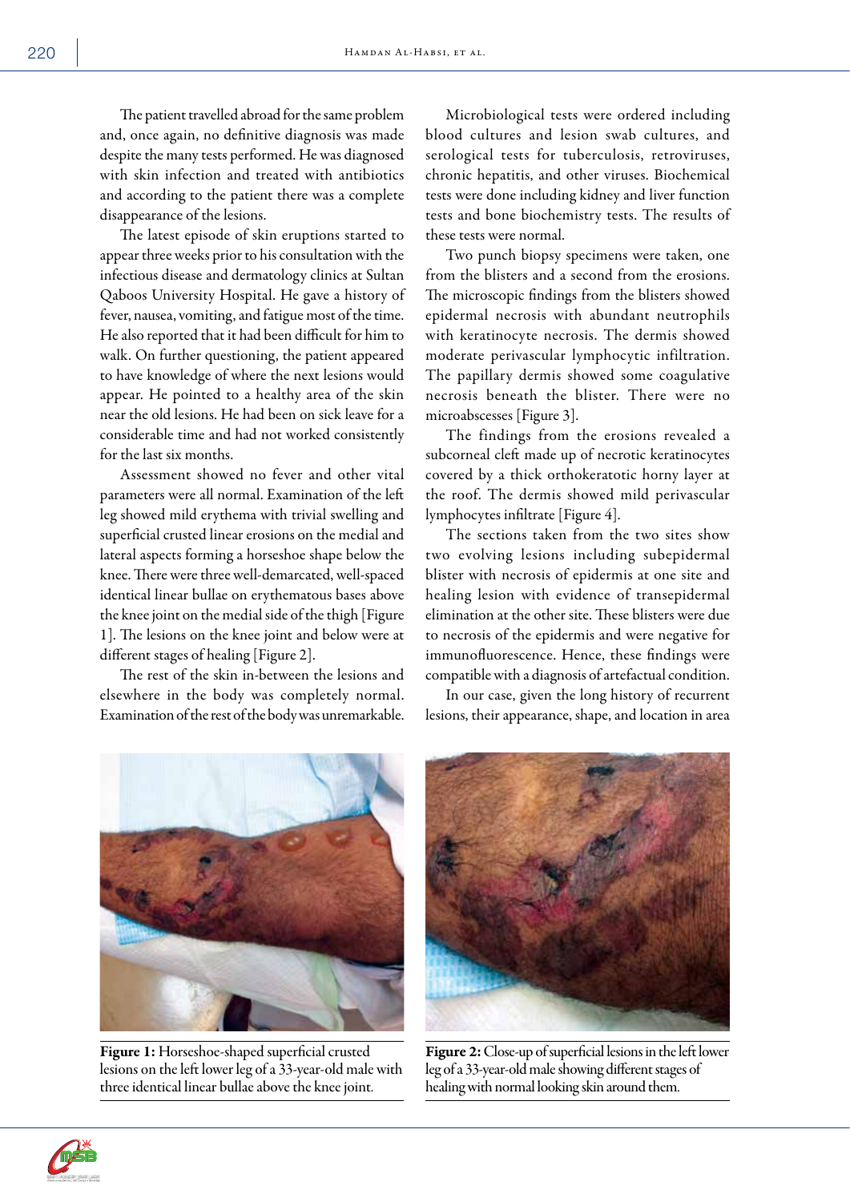The patient travelled abroad for the same problem and, once again, no definitive diagnosis was made despite the many tests performed. He was diagnosed with skin infection and treated with antibiotics and according to the patient there was a complete disappearance of the lesions.

The latest episode of skin eruptions started to appear three weeks prior to his consultation with the infectious disease and dermatology clinics at Sultan Qaboos University Hospital. He gave a history of fever, nausea, vomiting, and fatigue most of the time. He also reported that it had been difficult for him to walk. On further questioning, the patient appeared to have knowledge of where the next lesions would appear. He pointed to a healthy area of the skin near the old lesions. He had been on sick leave for a considerable time and had not worked consistently for the last six months.

Assessment showed no fever and other vital parameters were all normal. Examination of the left leg showed mild erythema with trivial swelling and superficial crusted linear erosions on the medial and lateral aspects forming a horseshoe shape below the knee. There were three well-demarcated, well-spaced identical linear bullae on erythematous bases above the knee joint on the medial side of the thigh [Figure 1]. The lesions on the knee joint and below were at different stages of healing [Figure 2].

The rest of the skin in-between the lesions and elsewhere in the body was completely normal. Examination of the rest of the body was unremarkable.

Microbiological tests were ordered including blood cultures and lesion swab cultures, and serological tests for tuberculosis, retroviruses, chronic hepatitis, and other viruses. Biochemical tests were done including kidney and liver function tests and bone biochemistry tests. The results of these tests were normal.

Two punch biopsy specimens were taken, one from the blisters and a second from the erosions. The microscopic findings from the blisters showed epidermal necrosis with abundant neutrophils with keratinocyte necrosis. The dermis showed moderate perivascular lymphocytic infiltration. The papillary dermis showed some coagulative necrosis beneath the blister. There were no microabscesses [Figure 3].

The findings from the erosions revealed a subcorneal cleft made up of necrotic keratinocytes covered by a thick orthokeratotic horny layer at the roof. The dermis showed mild perivascular lymphocytes infiltrate [Figure 4].

The sections taken from the two sites show two evolving lesions including subepidermal blister with necrosis of epidermis at one site and healing lesion with evidence of transepidermal elimination at the other site. These blisters were due to necrosis of the epidermis and were negative for immunofluorescence. Hence, these findings were compatible with a diagnosis of artefactual condition.

In our case, given the long history of recurrent lesions, their appearance, shape, and location in area

**Figure 1:** Horseshoe-shaped superficial crusted lesions on the left lower leg of a 33-year-old male with three identical linear bullae above the knee joint.

**Figure 2:** Close-up of superficial lesions in the left lower leg of a 33-year-old male showing different stages of healing with normal looking skin around them.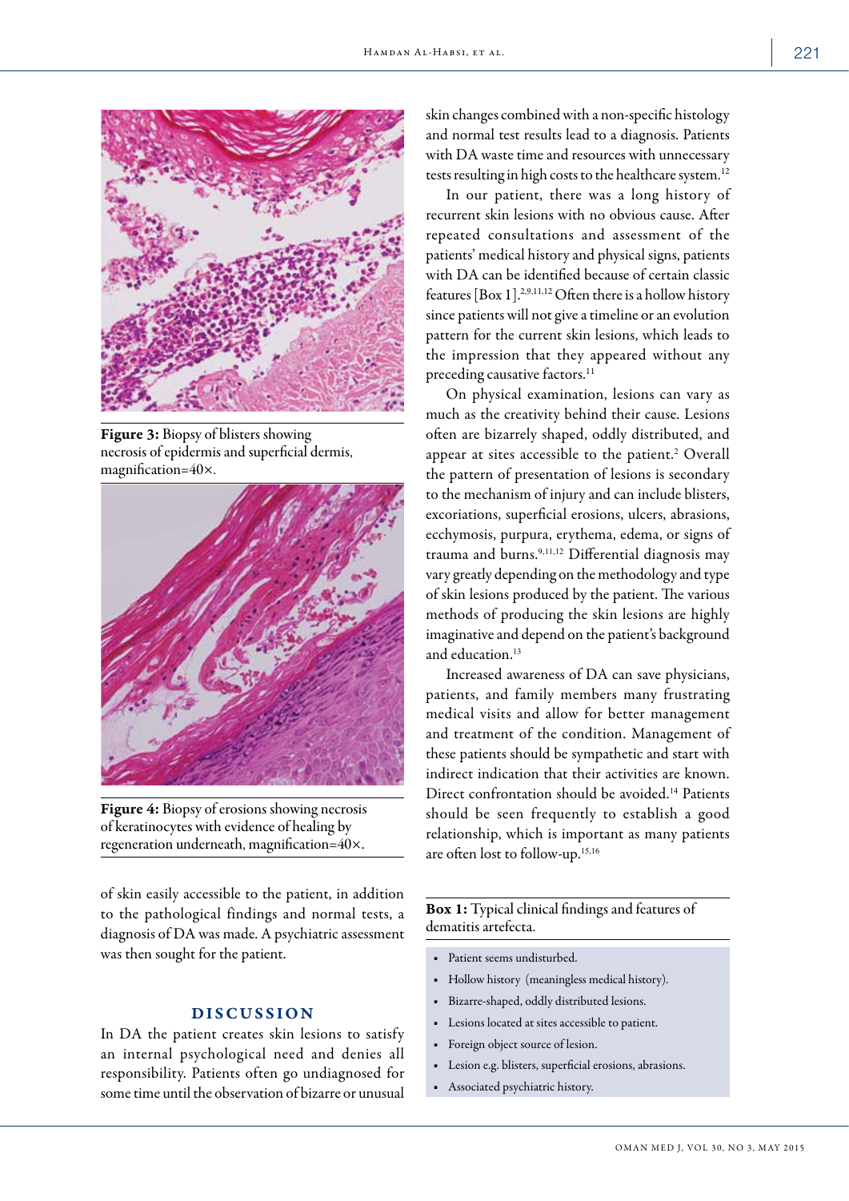Figure 3: Biopsy of blisters showing necrosis of epidermis and superficial dermis, magnification=40×.

Figure 4: Biopsy of erosions showing necrosis of keratinocytes with evidence of healing by regeneration underneath, magnification=40×.

of skin easily accessible to the patient, in addition to the pathological findings and normal tests, a diagnosis of DA was made. A psychiatric assessment was then sought for the patient.

## DISCUSSION

In DA the patient creates skin lesions to satisfy an internal psychological need and denies all responsibility. Patients often go undiagnosed for some time until the observation of bizarre or unusual skin changes combined with a non-specific histology and normal test results lead to a diagnosis. Patients with DA waste time and resources with unnecessary tests resulting in high costs to the healthcare system.[12]

In our patient, there was a long history of recurrent skin lesions with no obvious cause. After repeated consultations and assessment of the patients' medical history and physical signs, patients with DA can be identified because of certain classic features [Box 1].[2,9,11,12] Often there is a hollow history since patients will not give a timeline or an evolution pattern for the current skin lesions, which leads to the impression that they appeared without any preceding causative factors.[11]

On physical examination, lesions can vary as much as the creativity behind their cause. Lesions often are bizarrely shaped, oddly distributed, and appear at sites accessible to the patient.[2] Overall the pattern of presentation of lesions is secondary to the mechanism of injury and can include blisters, excoriations, superficial erosions, ulcers, abrasions, ecchymosis, purpura, erythema, edema, or signs of trauma and burns.[9,11,12] Differential diagnosis may vary greatly depending on the methodology and type of skin lesions produced by the patient. The various methods of producing the skin lesions are highly imaginative and depend on the patient's background and education.[13]

Increased awareness of DA can save physicians, patients, and family members many frustrating medical visits and allow for better management and treatment of the condition. Management of these patients should be sympathetic and start with indirect indication that their activities are known. Direct confrontation should be avoided.[14] Patients should be seen frequently to establish a good relationship, which is important as many patients are often lost to follow-up.[15,16]

**Box 1:** Typical clinical findings and features of dematitis artefecta.

- Patient seems undisturbed.
- Hollow history (meaningless medical history).
- Bizarre-shaped, oddly distributed lesions.
- Lesions located at sites accessible to patient.
- Foreign object source of lesion.
- Lesion e.g. blisters, superficial erosions, abrasions.
- Associated psychiatric history.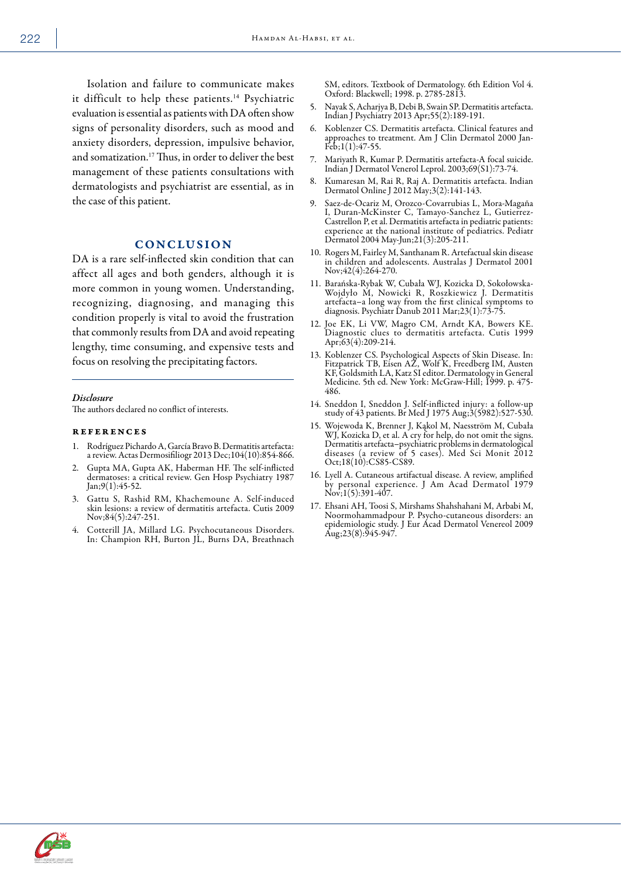Isolation and failure to communicate makes it difficult to help these patients.[14] Psychiatric evaluation is essential as patients with DA often show signs of personality disorders, such as mood and anxiety disorders, depression, impulsive behavior, and somatization.[17] Thus, in order to deliver the best management of these patients consultations with dermatologists and psychiatrist are essential, as in the case of this patient.

## CONCLUSION

DA is a rare self-inflected skin condition that can affect all ages and both genders, although it is more common in young women. Understanding, recognizing, diagnosing, and managing this condition properly is vital to avoid the frustration that commonly results from DA and avoid repeating lengthy, time consuming, and expensive tests and focus on resolving the precipitating factors.

### *Disclosure*

The authors declared no conflict of interests.

## REFERENCES

1. Rodríguez Pichardo A, García Bravo B. Dermatitis artefacta: a review. Actas Dermosifiliogr 2013 Dec;104(10):854-866.
2. Gupta MA, Gupta AK, Haberman HF. The self-inflicted dermatoses: a critical review. Gen Hosp Psychiatry 1987 Jan;9(1):45-52.
3. Gattu S, Rashid RM, Khachemoune A. Self-induced skin lesions: a review of dermatitis artefacta. Cutis 2009 Nov;84(5):247-251.
4. Cotterill JA, Millard LG. Psychocutaneous Disorders. In: Champion RH, Burton JL, Burns DA, Breathnach SM, editors. Textbook of Dermatology. 6th Edition Vol 4. Oxford: Blackwell; 1998. p. 2785-2813.
5. Nayak S, Acharjya B, Debi B, Swain SP. Dermatitis artefacta. Indian J Psychiatry 2013 Apr;55(2):189-191.
6. Koblenzer CS. Dermatitis artefacta. Clinical features and approaches to treatment. Am J Clin Dermatol 2000 Jan-Feb;1(1):47-55.
7. Mariyath R, Kumar P. Dermatitis artefacta-A focal suicide. Indian J Dermatol Venerol Leprol. 2003;69(S1):73-74.
8. Kumaresan M, Rai R, Raj A. Dermatitis artefacta. Indian Dermatol Online J 2012 May;3(2):141-143.
9. Saez-de-Ocariz M, Orozco-Covarrubias L, Mora-Magaña I, Duran-McKinster C, Tamayo-Sanchez L, Gutierrez-Castrellon P, et al. Dermatitis artefacta in pediatric patients: experience at the national institute of pediatrics. Pediatr Dermatol 2004 May-Jun;21(3):205-211.
10. Rogers M, Fairley M, Santhanam R. Artefactual skin disease in children and adolescents. Australas J Dermatol 2001 Nov;42(4):264-270.
11. Barańska-Rybak W, Cubała WJ, Kozicka D, Sokołowska-Wojdyło M, Nowicki R, Roszkiewicz J. Dermatitis artefacta–a long way from the first clinical symptoms to diagnosis. Psychiatr Danub 2011 Mar;23(1):73-75.
12. Joe EK, Li VW, Magro CM, Arndt KA, Bowers KE. Diagnostic clues to dermatitis artefacta. Cutis 1999 Apr;63(4):209-214.
13. Koblenzer CS. Psychological Aspects of Skin Disease. In: Fitzpatrick TB, Eisen AZ, Wolf K, Freedberg IM, Austen KF, Goldsmith LA, Katz SI editor. Dermatology in General Medicine. 5th ed. New York: McGraw-Hill; 1999. p. 475-486.
14. Sneddon I, Sneddon J. Self-inflicted injury: a follow-up study of 43 patients. Br Med J 1975 Aug;3(5982):527-530.
15. Wojewoda K, Brenner J, Kąkol M, Naesström M, Cubała WJ, Kozicka D, et al. A cry for help, do not omit the signs. Dermatitis artefacta–psychiatric problems in dermatological diseases (a review of 5 cases). Med Sci Monit 2012 Oct;18(10):CS85-CS89.
16. Lyell A. Cutaneous artifactual disease. A review, amplified by personal experience. J Am Acad Dermatol 1979 Nov;1(5):391-407.
17. Ehsani AH, Toosi S, Mirshams Shahshahani M, Arbabi M, Noormohammadpour P. Psycho-cutaneous disorders: an epidemiologic study. J Eur Acad Dermatol Venereol 2009 Aug;23(8):945-947.